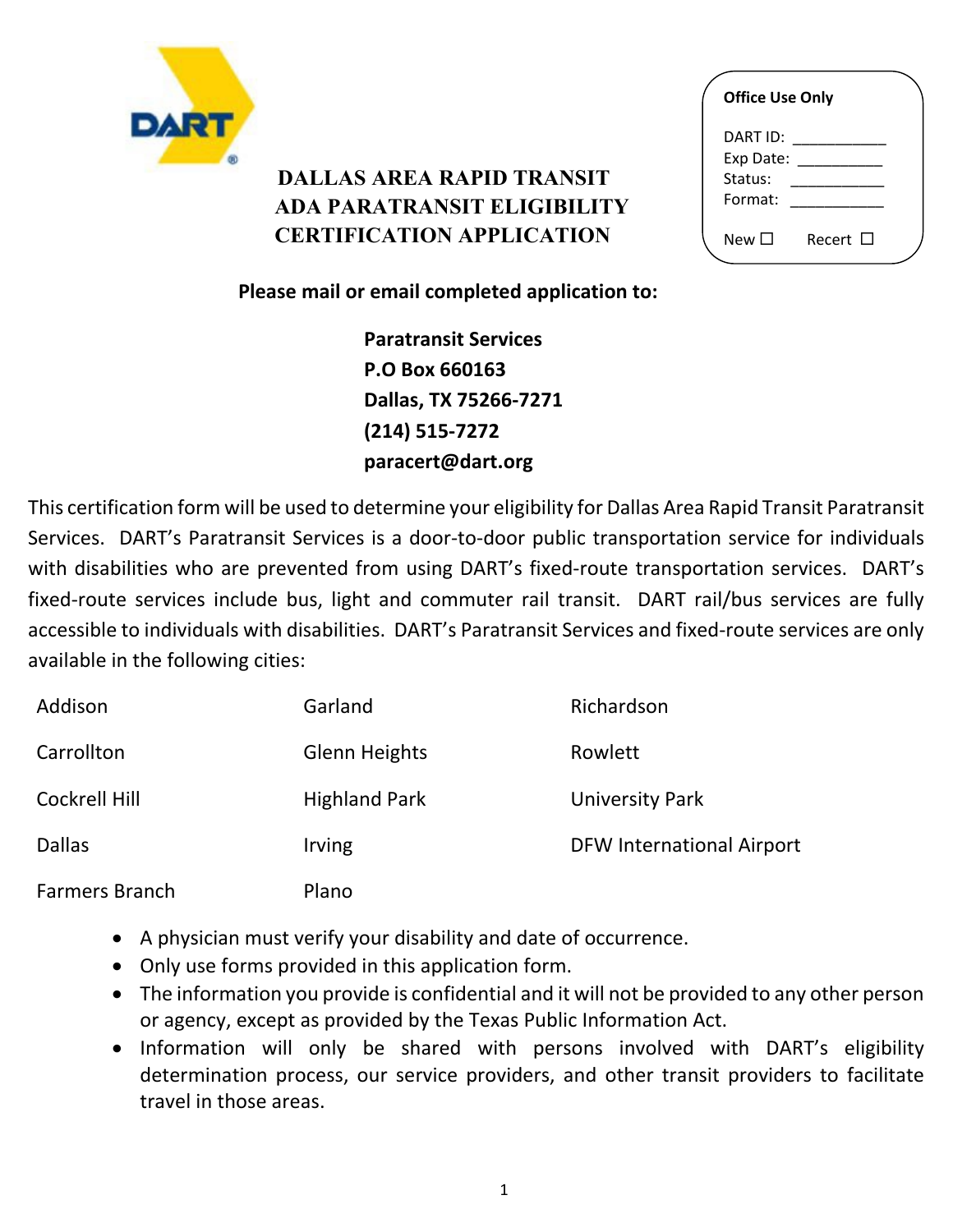# DALLAS AREA RAPID TRANSIT ADA PARATRANSIT ELIGIBILITY CERTIFICATION APPLICATION

**Office Use Only**

DART ID: ___________
Exp Date: __________
Status: ___________
Format: ___________

New ☐ Recert ☐

**Please mail or email completed application to:**

**Paratransit Services**
**P.O Box 660163**
**Dallas, TX 75266-7271**
**(214) 515-7272**
**paracert@dart.org**

This certification form will be used to determine your eligibility for Dallas Area Rapid Transit Paratransit Services. DART's Paratransit Services is a door-to-door public transportation service for individuals with disabilities who are prevented from using DART's fixed-route transportation services. DART's fixed-route services include bus, light and commuter rail transit. DART rail/bus services are fully accessible to individuals with disabilities. DART's Paratransit Services and fixed-route services are only available in the following cities:

| | | |
|---|---|---|
| Addison | Garland | Richardson |
| Carrollton | Glenn Heights | Rowlett |
| Cockrell Hill | Highland Park | University Park |
| Dallas | Irving | DFW International Airport |
| Farmers Branch | Plano | |

- A physician must verify your disability and date of occurrence.
- Only use forms provided in this application form.
- The information you provide is confidential and it will not be provided to any other person or agency, except as provided by the Texas Public Information Act.
- Information will only be shared with persons involved with DART's eligibility determination process, our service providers, and other transit providers to facilitate travel in those areas.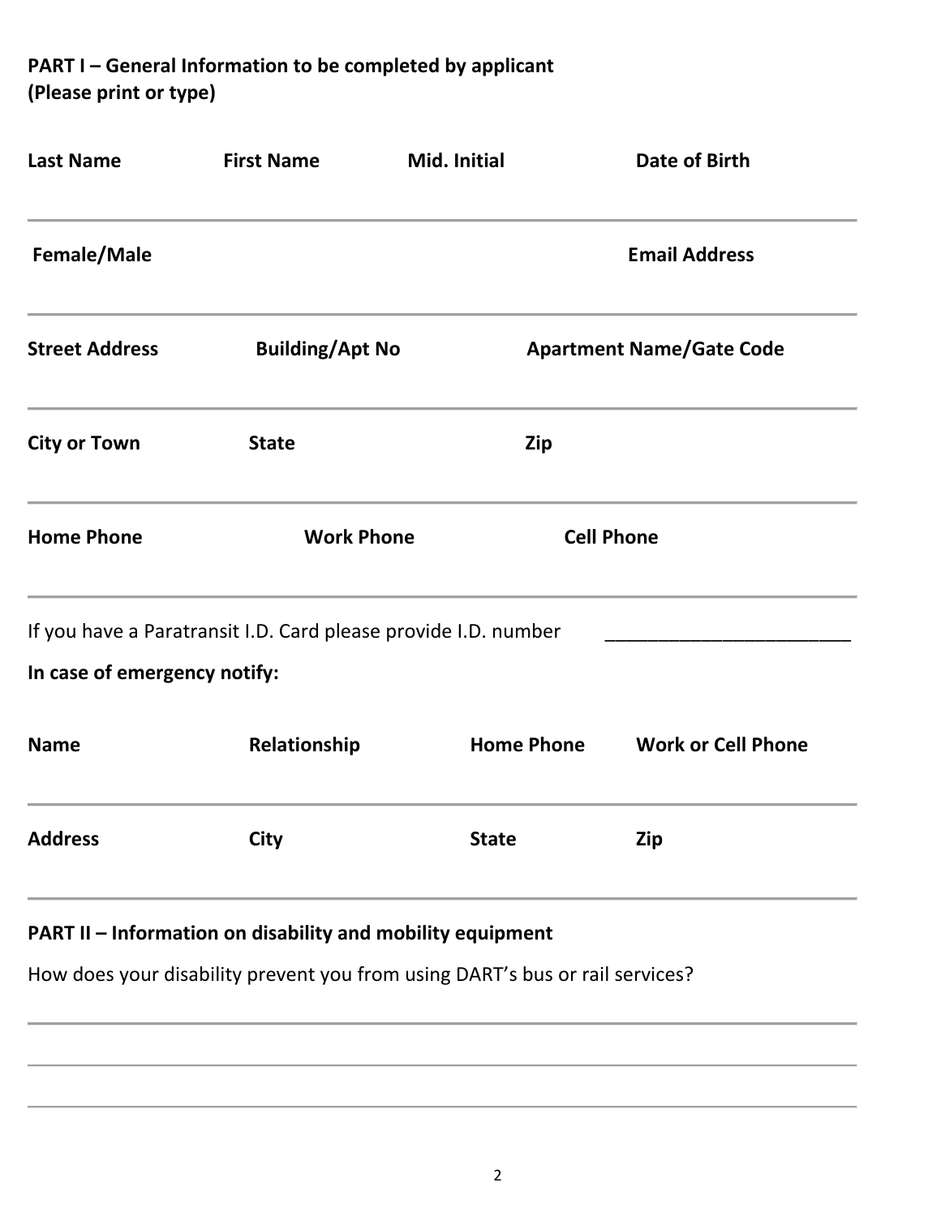**PART I – General Information to be completed by applicant**
**(Please print or type)**

**Last Name** **First Name** **Mid. Initial** **Date of Birth**

---

**Female/Male** **Email Address**

---

**Street Address** **Building/Apt No** **Apartment Name/Gate Code**

---

**City or Town** **State** **Zip**

---

**Home Phone** **Work Phone** **Cell Phone**

---

If you have a Paratransit I.D. Card please provide I.D. number ______________________

**In case of emergency notify:**

**Name** **Relationship** **Home Phone** **Work or Cell Phone**

---

**Address** **City** **State** **Zip**

---

**PART II – Information on disability and mobility equipment**

How does your disability prevent you from using DART's bus or rail services?

---

---

---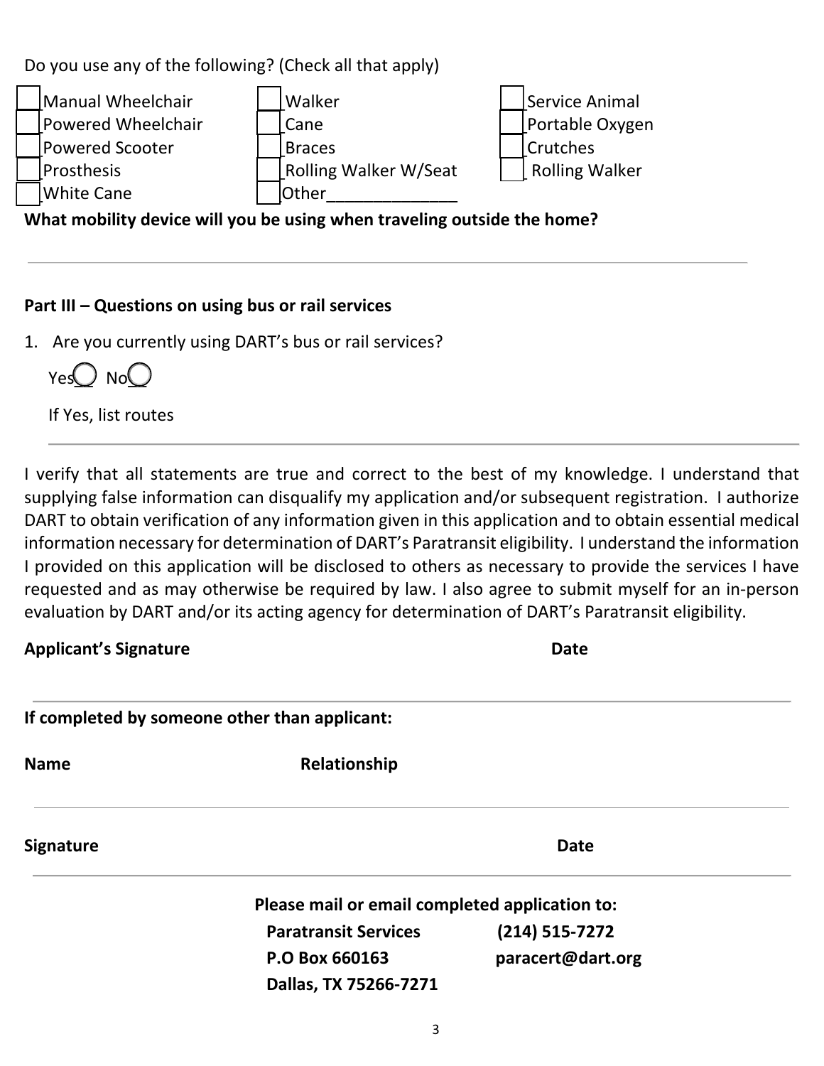Do you use any of the following? (Check all that apply)

| | | |
|---|---|---|
| ☐ Manual Wheelchair | ☐ Walker | ☐ Service Animal |
| ☐ Powered Wheelchair | ☐ Cane | ☐ Portable Oxygen |
| ☐ Powered Scooter | ☐ Braces | ☐ Crutches |
| ☐ Prosthesis | ☐ Rolling Walker W/Seat | ☐ Rolling Walker |
| ☐ White Cane | ☐ Other______________ | |

**What mobility device will you be using when traveling outside the home?**

______________________________________________________________________

**Part III – Questions on using bus or rail services**

1. Are you currently using DART's bus or rail services?

   Yes ◯ No ◯

   If Yes, list routes ______________________________________________________________________

I verify that all statements are true and correct to the best of my knowledge. I understand that supplying false information can disqualify my application and/or subsequent registration. I authorize DART to obtain verification of any information given in this application and to obtain essential medical information necessary for determination of DART's Paratransit eligibility. I understand the information I provided on this application will be disclosed to others as necessary to provide the services I have requested and as may otherwise be required by law. I also agree to submit myself for an in-person evaluation by DART and/or its acting agency for determination of DART's Paratransit eligibility.

**Applicant's Signature** **Date**

______________________________________________________________________

**If completed by someone other than applicant:**

**Name** **Relationship**

______________________________________________________________________

**Signature** **Date**

______________________________________________________________________

**Please mail or email completed application to:**

**Paratransit Services**
**P.O Box 660163**
**Dallas, TX 75266-7271**

**(214) 515-7272**
**paracert@dart.org**